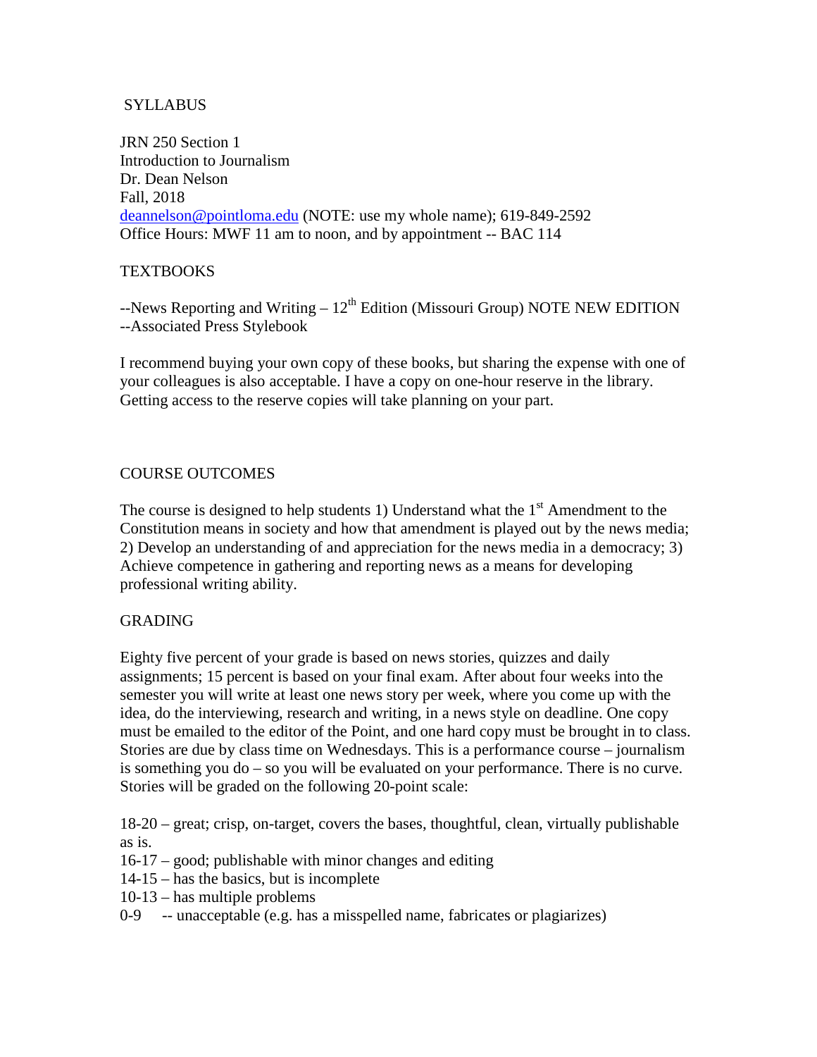# SYLLABUS

JRN 250 Section 1
Introduction to Journalism
Dr. Dean Nelson
Fall, 2018
deannelson@pointloma.edu (NOTE: use my whole name); 619-849-2592
Office Hours: MWF 11 am to noon, and by appointment -- BAC 114

## TEXTBOOKS

--News Reporting and Writing – 12th Edition (Missouri Group) NOTE NEW EDITION
--Associated Press Stylebook

I recommend buying your own copy of these books, but sharing the expense with one of your colleagues is also acceptable. I have a copy on one-hour reserve in the library. Getting access to the reserve copies will take planning on your part.

## COURSE OUTCOMES

The course is designed to help students 1) Understand what the 1st Amendment to the Constitution means in society and how that amendment is played out by the news media; 2) Develop an understanding of and appreciation for the news media in a democracy; 3) Achieve competence in gathering and reporting news as a means for developing professional writing ability.

## GRADING

Eighty five percent of your grade is based on news stories, quizzes and daily assignments; 15 percent is based on your final exam. After about four weeks into the semester you will write at least one news story per week, where you come up with the idea, do the interviewing, research and writing, in a news style on deadline. One copy must be emailed to the editor of the Point, and one hard copy must be brought in to class. Stories are due by class time on Wednesdays. This is a performance course – journalism is something you do – so you will be evaluated on your performance. There is no curve. Stories will be graded on the following 20-point scale:

18-20 – great; crisp, on-target, covers the bases, thoughtful, clean, virtually publishable as is.
16-17 – good; publishable with minor changes and editing
14-15 – has the basics, but is incomplete
10-13 – has multiple problems
0-9 -- unacceptable (e.g. has a misspelled name, fabricates or plagiarizes)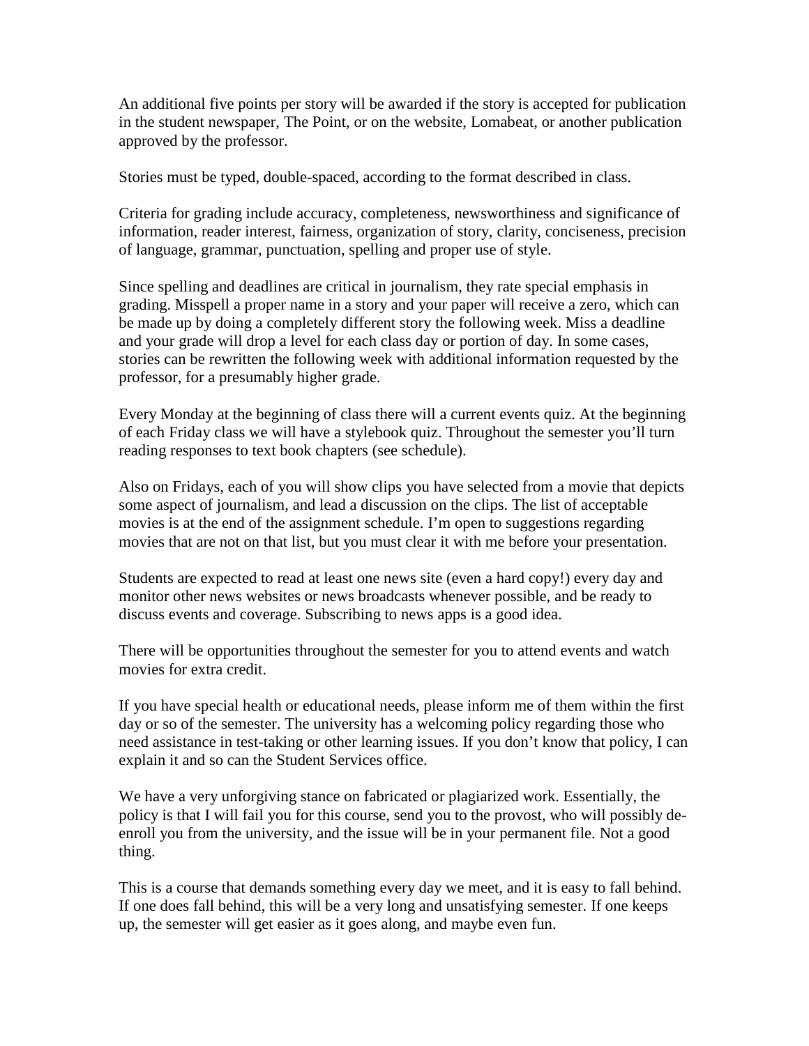An additional five points per story will be awarded if the story is accepted for publication in the student newspaper, The Point, or on the website, Lomabeat, or another publication approved by the professor.

Stories must be typed, double-spaced, according to the format described in class.

Criteria for grading include accuracy, completeness, newsworthiness and significance of information, reader interest, fairness, organization of story, clarity, conciseness, precision of language, grammar, punctuation, spelling and proper use of style.

Since spelling and deadlines are critical in journalism, they rate special emphasis in grading. Misspell a proper name in a story and your paper will receive a zero, which can be made up by doing a completely different story the following week. Miss a deadline and your grade will drop a level for each class day or portion of day. In some cases, stories can be rewritten the following week with additional information requested by the professor, for a presumably higher grade.

Every Monday at the beginning of class there will a current events quiz. At the beginning of each Friday class we will have a stylebook quiz. Throughout the semester you'll turn reading responses to text book chapters (see schedule).

Also on Fridays, each of you will show clips you have selected from a movie that depicts some aspect of journalism, and lead a discussion on the clips. The list of acceptable movies is at the end of the assignment schedule. I'm open to suggestions regarding movies that are not on that list, but you must clear it with me before your presentation.

Students are expected to read at least one news site (even a hard copy!) every day and monitor other news websites or news broadcasts whenever possible, and be ready to discuss events and coverage. Subscribing to news apps is a good idea.

There will be opportunities throughout the semester for you to attend events and watch movies for extra credit.

If you have special health or educational needs, please inform me of them within the first day or so of the semester. The university has a welcoming policy regarding those who need assistance in test-taking or other learning issues. If you don't know that policy, I can explain it and so can the Student Services office.

We have a very unforgiving stance on fabricated or plagiarized work. Essentially, the policy is that I will fail you for this course, send you to the provost, who will possibly de-enroll you from the university, and the issue will be in your permanent file. Not a good thing.

This is a course that demands something every day we meet, and it is easy to fall behind. If one does fall behind, this will be a very long and unsatisfying semester. If one keeps up, the semester will get easier as it goes along, and maybe even fun.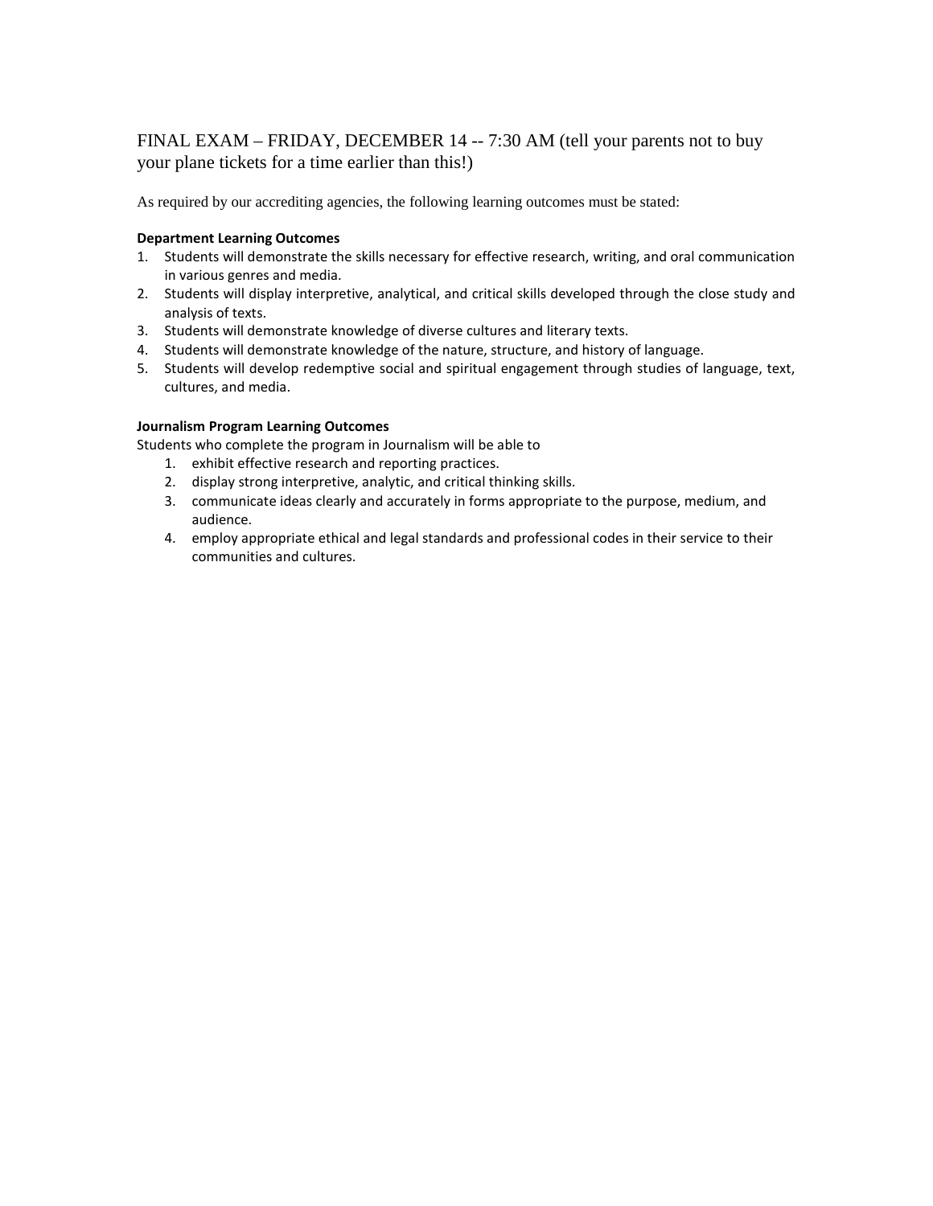FINAL EXAM – FRIDAY, DECEMBER 14 -- 7:30 AM (tell your parents not to buy your plane tickets for a time earlier than this!)

As required by our accrediting agencies, the following learning outcomes must be stated:

**Department Learning Outcomes**

1. Students will demonstrate the skills necessary for effective research, writing, and oral communication in various genres and media.
2. Students will display interpretive, analytical, and critical skills developed through the close study and analysis of texts.
3. Students will demonstrate knowledge of diverse cultures and literary texts.
4. Students will demonstrate knowledge of the nature, structure, and history of language.
5. Students will develop redemptive social and spiritual engagement through studies of language, text, cultures, and media.

**Journalism Program Learning Outcomes**

Students who complete the program in Journalism will be able to

1. exhibit effective research and reporting practices.
2. display strong interpretive, analytic, and critical thinking skills.
3. communicate ideas clearly and accurately in forms appropriate to the purpose, medium, and audience.
4. employ appropriate ethical and legal standards and professional codes in their service to their communities and cultures.